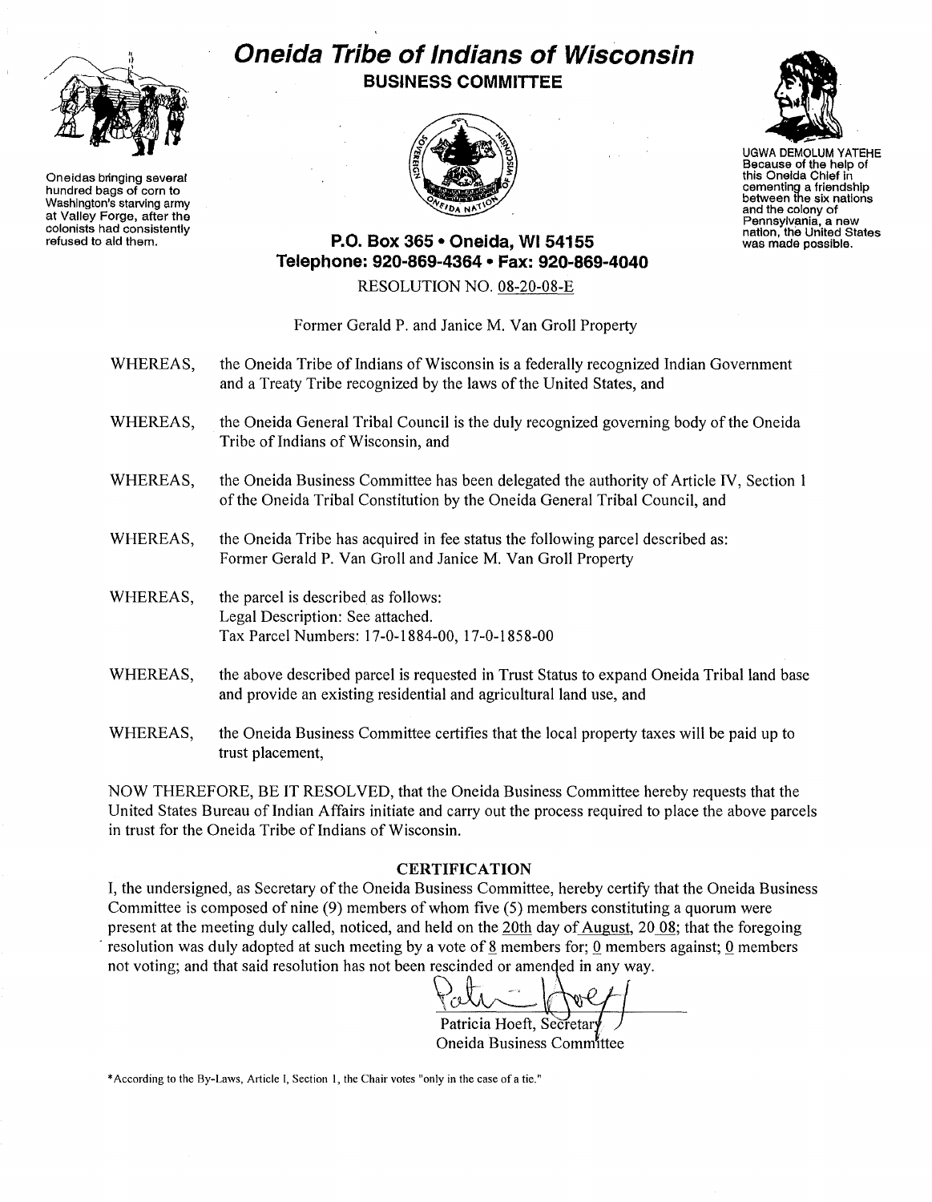# Oneida Tribe of Indians of Wisconsin

## BUSINESS COMMITTEE

Oneidas bringing several hundred bags of corn to Washington's starving army at Valley Forge, after the colonists had consistently refused to aid them.

UGWA DEMOLUM YATEHE
Because of the help of this Oneida Chief in cementing a friendship between the six nations and the colony of Pennsylvania, a new nation, the United States was made possible.

**P.O. Box 365 • Oneida, WI 54155**
**Telephone: 920-869-4364 • Fax: 920-869-4040**

RESOLUTION NO. 08-20-08-E

Former Gerald P. and Janice M. Van Groll Property

WHEREAS, the Oneida Tribe of Indians of Wisconsin is a federally recognized Indian Government and a Treaty Tribe recognized by the laws of the United States, and

WHEREAS, the Oneida General Tribal Council is the duly recognized governing body of the Oneida Tribe of Indians of Wisconsin, and

WHEREAS, the Oneida Business Committee has been delegated the authority of Article IV, Section 1 of the Oneida Tribal Constitution by the Oneida General Tribal Council, and

WHEREAS, the Oneida Tribe has acquired in fee status the following parcel described as: Former Gerald P. Van Groll and Janice M. Van Groll Property

WHEREAS, the parcel is described as follows:
Legal Description: See attached.
Tax Parcel Numbers: 17-0-1884-00, 17-0-1858-00

WHEREAS, the above described parcel is requested in Trust Status to expand Oneida Tribal land base and provide an existing residential and agricultural land use, and

WHEREAS, the Oneida Business Committee certifies that the local property taxes will be paid up to trust placement,

NOW THEREFORE, BE IT RESOLVED, that the Oneida Business Committee hereby requests that the United States Bureau of Indian Affairs initiate and carry out the process required to place the above parcels in trust for the Oneida Tribe of Indians of Wisconsin.

### CERTIFICATION

I, the undersigned, as Secretary of the Oneida Business Committee, hereby certify that the Oneida Business Committee is composed of nine (9) members of whom five (5) members constituting a quorum were present at the meeting duly called, noticed, and held on the 20th day of August, 2008; that the foregoing resolution was duly adopted at such meeting by a vote of 8 members for; 0 members against; 0 members not voting; and that said resolution has not been rescinded or amended in any way.

Patricia Hoeft, Secretary
Oneida Business Committee

*According to the By-Laws, Article I, Section 1, the Chair votes "only in the case of a tie."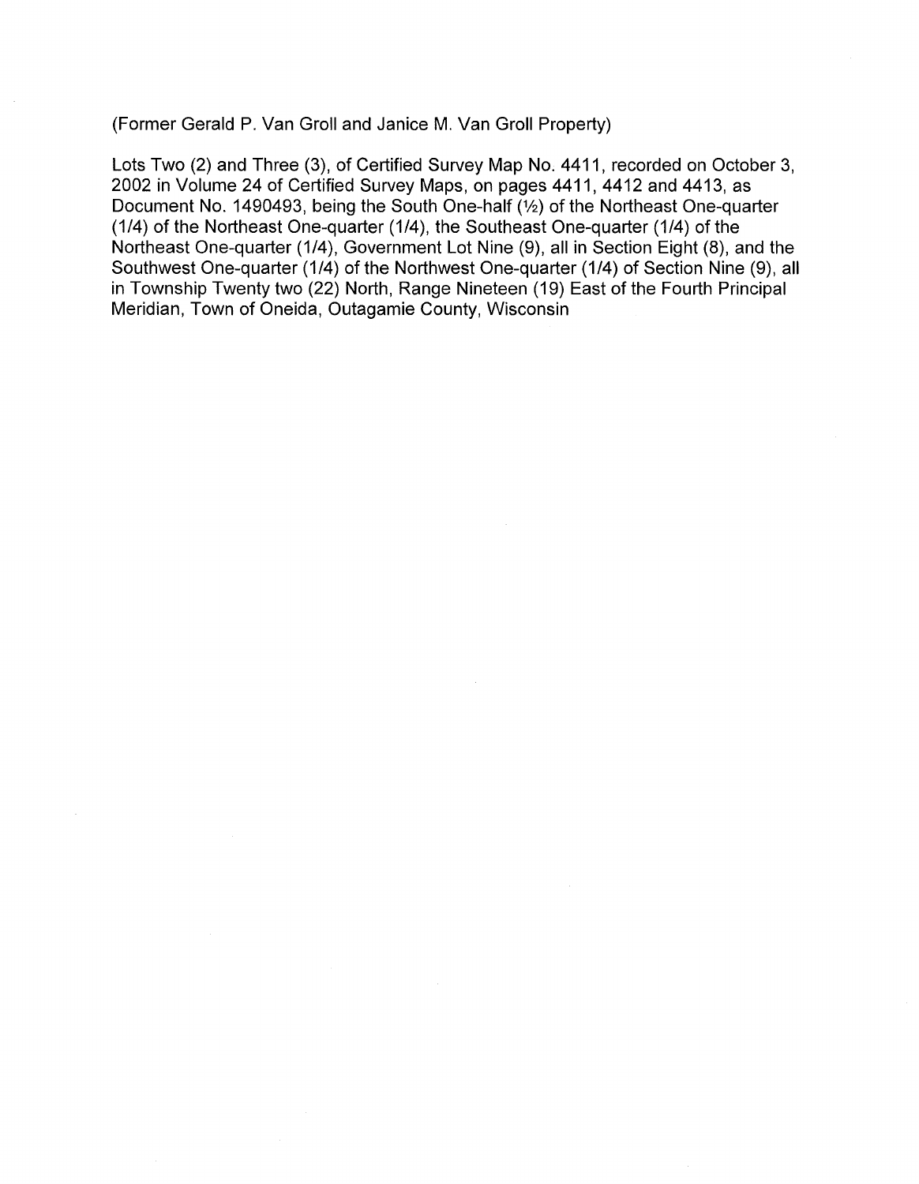(Former Gerald P. Van Groll and Janice M. Van Groll Property)

Lots Two (2) and Three (3), of Certified Survey Map No. 4411, recorded on October 3, 2002 in Volume 24 of Certified Survey Maps, on pages 4411, 4412 and 4413, as Document No. 1490493, being the South One-half (½) of the Northeast One-quarter (1/4) of the Northeast One-quarter (1/4), the Southeast One-quarter (1/4) of the Northeast One-quarter (1/4), Government Lot Nine (9), all in Section Eight (8), and the Southwest One-quarter (1/4) of the Northwest One-quarter (1/4) of Section Nine (9), all in Township Twenty two (22) North, Range Nineteen (19) East of the Fourth Principal Meridian, Town of Oneida, Outagamie County, Wisconsin